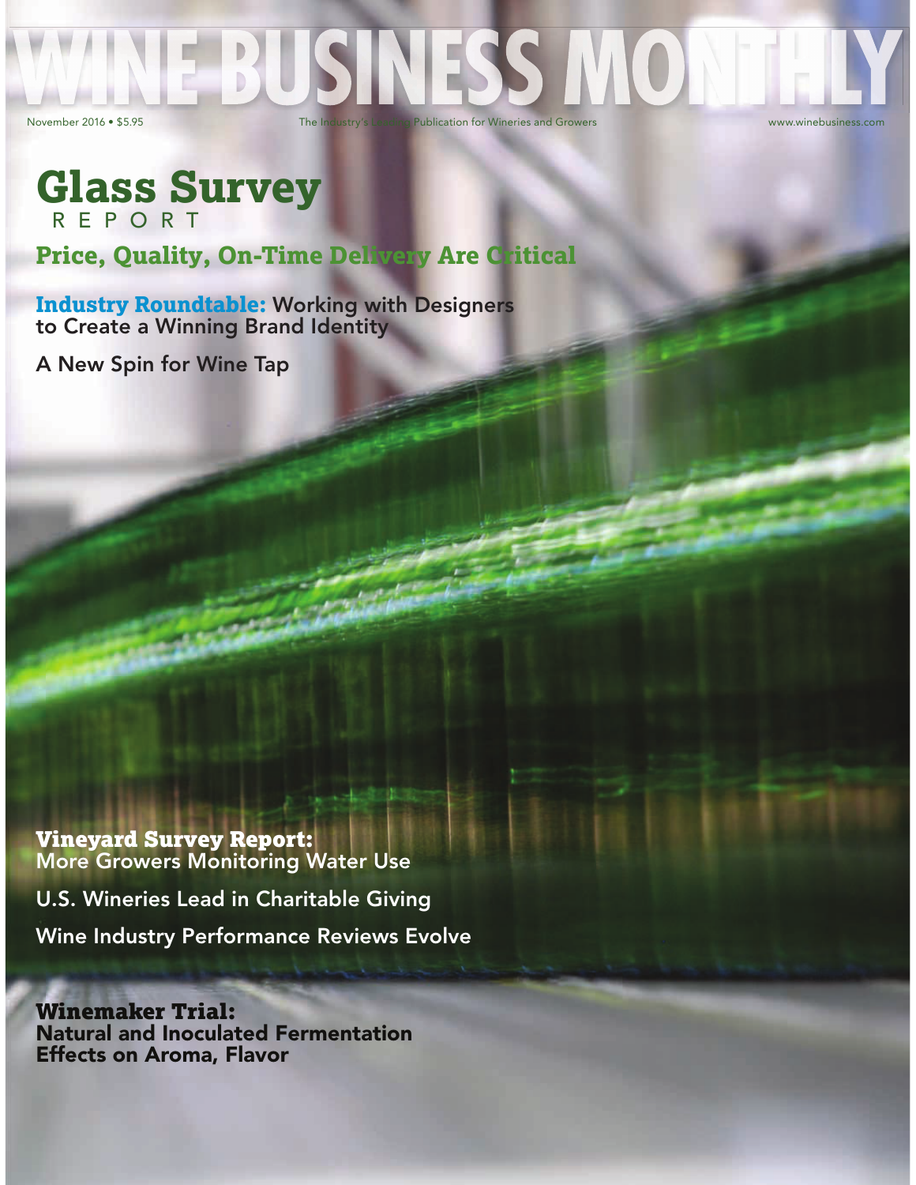# WINE BUSINESS MONTHLY

November 2016 • $5.95

The Industry's Leading Publication for Wineries and Growers

www.winebusiness.com

## Glass Survey REPORT

### Price, Quality, On-Time Delivery Are Critical

**Industry Roundtable:** Working with Designers to Create a Winning Brand Identity

A New Spin for Wine Tap

**Vineyard Survey Report:** More Growers Monitoring Water Use

U.S. Wineries Lead in Charitable Giving

Wine Industry Performance Reviews Evolve

**Winemaker Trial:** Natural and Inoculated Fermentation Effects on Aroma, Flavor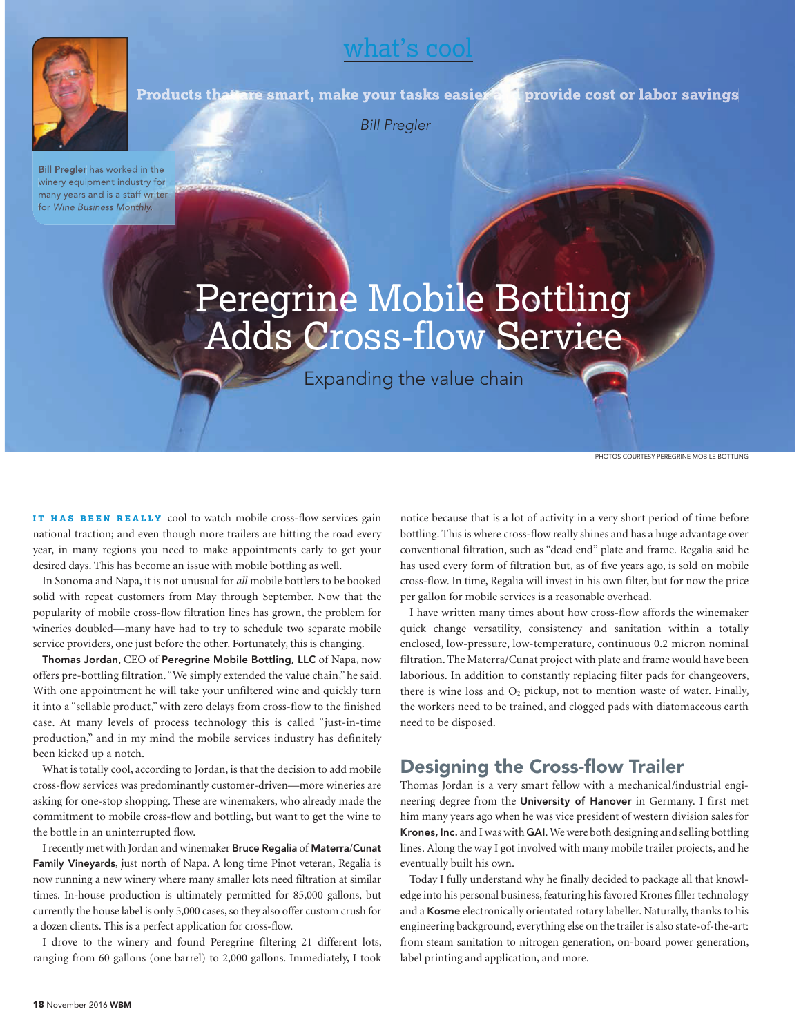what's cool

**Products that are smart, make your tasks easier and provide cost or labor savings**

*Bill Pregler*

**Bill Pregler** has worked in the winery equipment industry for many years and is a staff writer for *Wine Business Monthly*.

# Peregrine Mobile Bottling Adds Cross-flow Service

Expanding the value chain

PHOTOS COURTESY PEREGRINE MOBILE BOTTLING

**IT HAS BEEN REALLY** cool to watch mobile cross-flow services gain national traction; and even though more trailers are hitting the road every year, in many regions you need to make appointments early to get your desired days. This has become an issue with mobile bottling as well.

In Sonoma and Napa, it is not unusual for *all* mobile bottlers to be booked solid with repeat customers from May through September. Now that the popularity of mobile cross-flow filtration lines has grown, the problem for wineries doubled—many have had to try to schedule two separate mobile service providers, one just before the other. Fortunately, this is changing.

**Thomas Jordan**, CEO of **Peregrine Mobile Bottling, LLC** of Napa, now offers pre-bottling filtration. "We simply extended the value chain," he said. With one appointment he will take your unfiltered wine and quickly turn it into a "sellable product," with zero delays from cross-flow to the finished case. At many levels of process technology this is called "just-in-time production," and in my mind the mobile services industry has definitely been kicked up a notch.

What is totally cool, according to Jordan, is that the decision to add mobile cross-flow services was predominantly customer-driven—more wineries are asking for one-stop shopping. These are winemakers, who already made the commitment to mobile cross-flow and bottling, but want to get the wine to the bottle in an uninterrupted flow.

I recently met with Jordan and winemaker **Bruce Regalia** of **Materra/Cunat Family Vineyards**, just north of Napa. A long time Pinot veteran, Regalia is now running a new winery where many smaller lots need filtration at similar times. In-house production is ultimately permitted for 85,000 gallons, but currently the house label is only 5,000 cases, so they also offer custom crush for a dozen clients. This is a perfect application for cross-flow.

I drove to the winery and found Peregrine filtering 21 different lots, ranging from 60 gallons (one barrel) to 2,000 gallons. Immediately, I took notice because that is a lot of activity in a very short period of time before bottling. This is where cross-flow really shines and has a huge advantage over conventional filtration, such as "dead end" plate and frame. Regalia said he has used every form of filtration but, as of five years ago, is sold on mobile cross-flow. In time, Regalia will invest in his own filter, but for now the price per gallon for mobile services is a reasonable overhead.

I have written many times about how cross-flow affords the winemaker quick change versatility, consistency and sanitation within a totally enclosed, low-pressure, low-temperature, continuous 0.2 micron nominal filtration. The Materra/Cunat project with plate and frame would have been laborious. In addition to constantly replacing filter pads for changeovers, there is wine loss and $O_2$ pickup, not to mention waste of water. Finally, the workers need to be trained, and clogged pads with diatomaceous earth need to be disposed.

## Designing the Cross-flow Trailer

Thomas Jordan is a very smart fellow with a mechanical/industrial engineering degree from the **University of Hanover** in Germany. I first met him many years ago when he was vice president of western division sales for **Krones, Inc.** and I was with **GAI**. We were both designing and selling bottling lines. Along the way I got involved with many mobile trailer projects, and he eventually built his own.

Today I fully understand why he finally decided to package all that knowledge into his personal business, featuring his favored Krones filler technology and a **Kosme** electronically orientated rotary labeller. Naturally, thanks to his engineering background, everything else on the trailer is also state-of-the-art: from steam sanitation to nitrogen generation, on-board power generation, label printing and application, and more.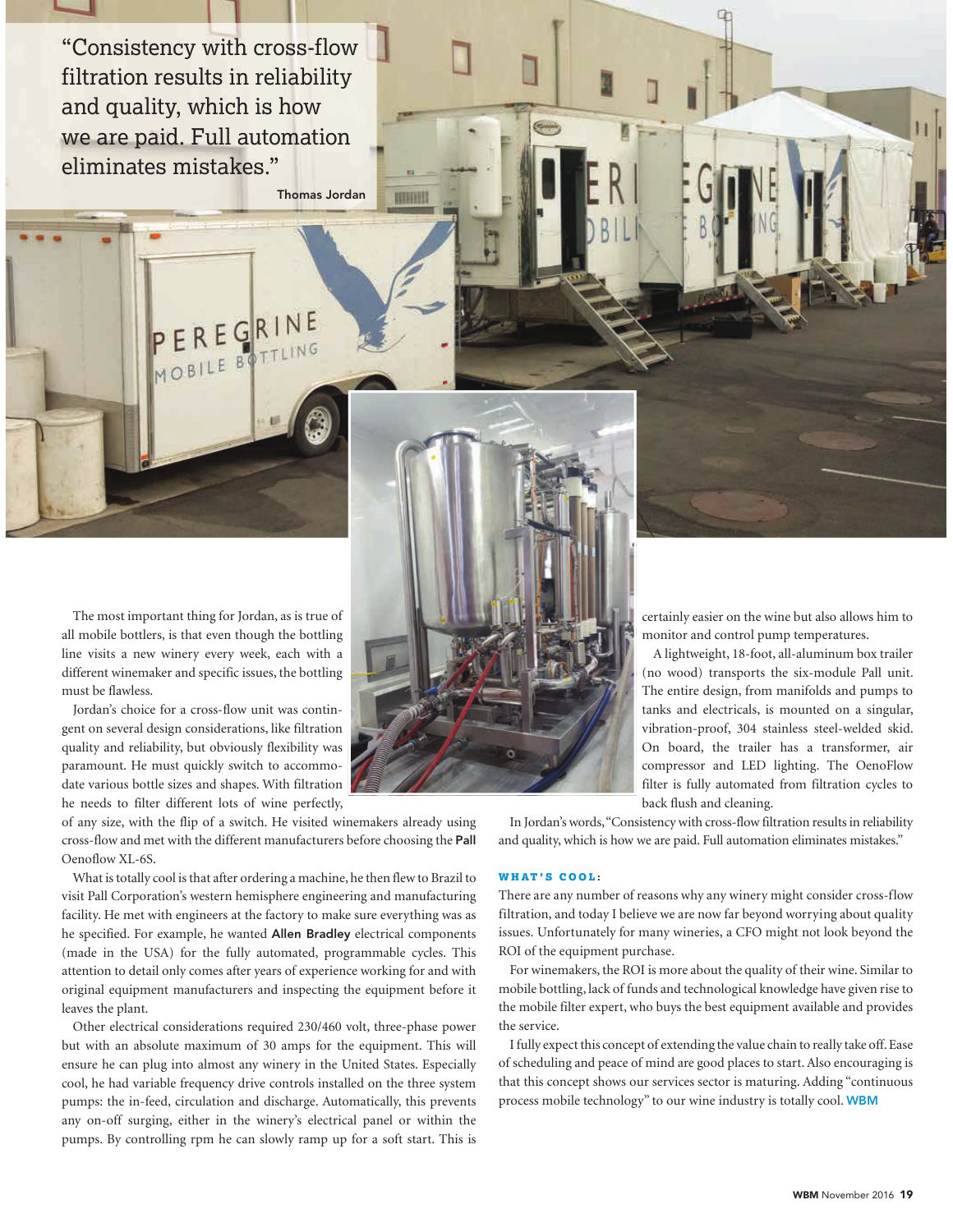> "Consistency with cross-flow filtration results in reliability and quality, which is how we are paid. Full automation eliminates mistakes."
>
> Thomas Jordan

The most important thing for Jordan, as is true of all mobile bottlers, is that even though the bottling line visits a new winery every week, each with a different winemaker and specific issues, the bottling must be flawless.

Jordan's choice for a cross-flow unit was contingent on several design considerations, like filtration quality and reliability, but obviously flexibility was paramount. He must quickly switch to accommodate various bottle sizes and shapes. With filtration he needs to filter different lots of wine perfectly, of any size, with the flip of a switch. He visited winemakers already using cross-flow and met with the different manufacturers before choosing the **Pall** Oenoflow XL-6S.

What is totally cool is that after ordering a machine, he then flew to Brazil to visit Pall Corporation's western hemisphere engineering and manufacturing facility. He met with engineers at the factory to make sure everything was as he specified. For example, he wanted **Allen Bradley** electrical components (made in the USA) for the fully automated, programmable cycles. This attention to detail only comes after years of experience working for and with original equipment manufacturers and inspecting the equipment before it leaves the plant.

Other electrical considerations required 230/460 volt, three-phase power but with an absolute maximum of 30 amps for the equipment. This will ensure he can plug into almost any winery in the United States. Especially cool, he had variable frequency drive controls installed on the three system pumps: the in-feed, circulation and discharge. Automatically, this prevents any on-off surging, either in the winery's electrical panel or within the pumps. By controlling rpm he can slowly ramp up for a soft start. This is certainly easier on the wine but also allows him to monitor and control pump temperatures.

A lightweight, 18-foot, all-aluminum box trailer (no wood) transports the six-module Pall unit. The entire design, from manifolds and pumps to tanks and electricals, is mounted on a singular, vibration-proof, 304 stainless steel-welded skid. On board, the trailer has a transformer, air compressor and LED lighting. The OenoFlow filter is fully automated from filtration cycles to back flush and cleaning.

In Jordan's words, "Consistency with cross-flow filtration results in reliability and quality, which is how we are paid. Full automation eliminates mistakes."

#### WHAT'S COOL:

There are any number of reasons why any winery might consider cross-flow filtration, and today I believe we are now far beyond worrying about quality issues. Unfortunately for many wineries, a CFO might not look beyond the ROI of the equipment purchase.

For winemakers, the ROI is more about the quality of their wine. Similar to mobile bottling, lack of funds and technological knowledge have given rise to the mobile filter expert, who buys the best equipment available and provides the service.

I fully expect this concept of extending the value chain to really take off. Ease of scheduling and peace of mind are good places to start. Also encouraging is that this concept shows our services sector is maturing. Adding "continuous process mobile technology" to our wine industry is totally cool. **WBM**